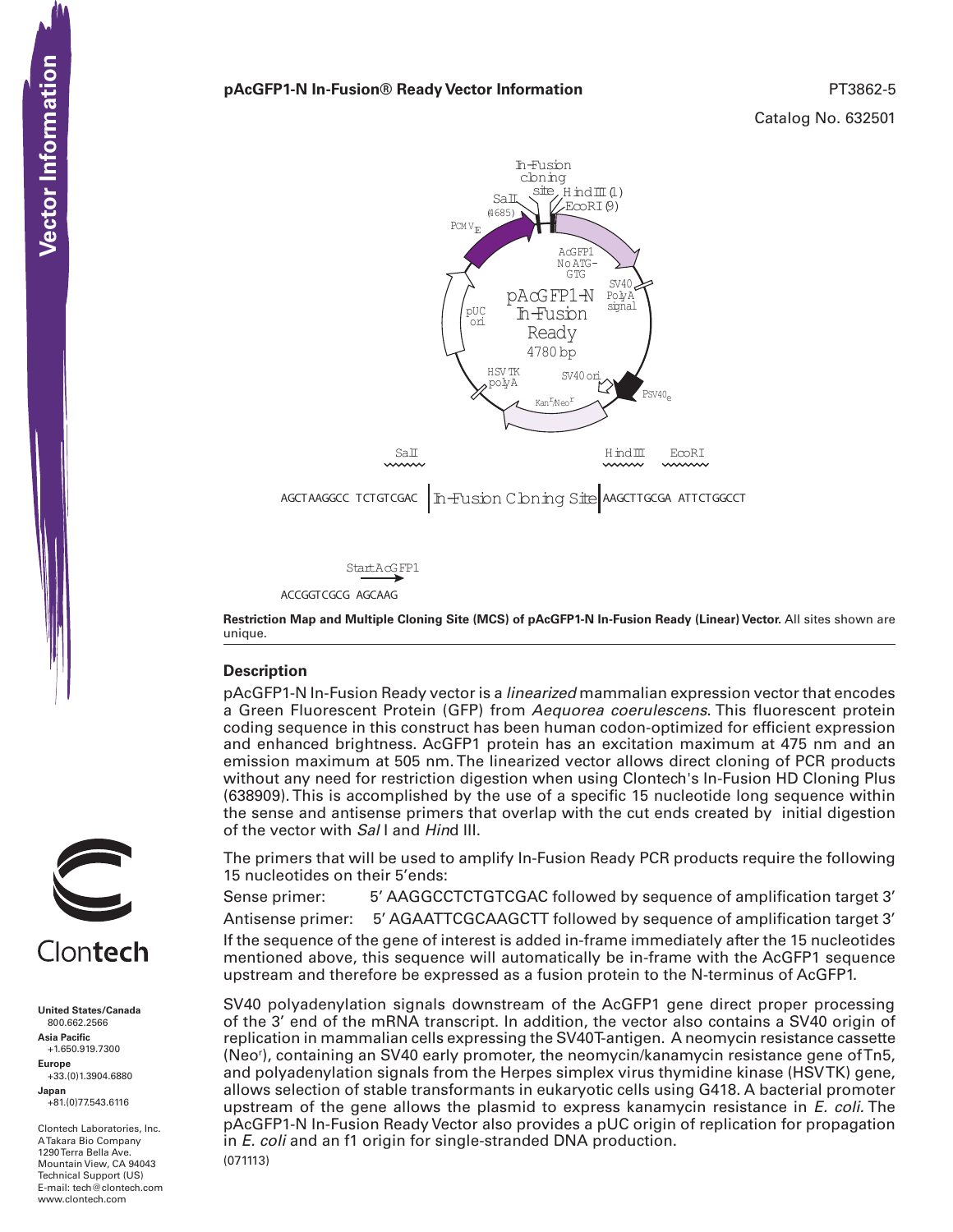**pAcGFP1-N In-Fusion® Ready Vector Information**

PT3862-5

Catalog No. 632501

pAcGFP1-N In-Fusion Ready 4780 bp

Sal I (4685) — In-Fusion cloning site — Hind III (1) — EcoR I (9)

$P_{CMV\,IE}$ · AcGFP1 No ATG-GTG · SV40 PolyA signal · $P_{SV40\,e}$ · SV40 ori · $Kan^r/Neo^r$ · HSV TK polyA · pUC ori

```
   SalI                                       HindIII     EcoRI
AGCTAAGGCC TCTGTCGAC | In-Fusion Cloning Site | AAGCTTGCGA ATTCTGGCCT

      Start AcGFP1
      ---->
ACCGGTCGCG AGCAAG
```

**Restriction Map and Multiple Cloning Site (MCS) of pAcGFP1-N In-Fusion Ready (Linear) Vector.** All sites shown are unique.

## Description

pAcGFP1-N In-Fusion Ready vector is a *linearized* mammalian expression vector that encodes a Green Fluorescent Protein (GFP) from *Aequorea coerulescens*. This fluorescent protein coding sequence in this construct has been human codon-optimized for efficient expression and enhanced brightness. AcGFP1 protein has an excitation maximum at 475 nm and an emission maximum at 505 nm. The linearized vector allows direct cloning of PCR products without any need for restriction digestion when using Clontech's In-Fusion HD Cloning Plus (638909). This is accomplished by the use of a specific 15 nucleotide long sequence within the sense and antisense primers that overlap with the cut ends created by initial digestion of the vector with *Sal* I and *Hin*d III.

The primers that will be used to amplify In-Fusion Ready PCR products require the following 15 nucleotides on their 5′ends:

Sense primer: 5′ AAGGCCTCTGTCGAC followed by sequence of amplification target 3′

Antisense primer: 5′ AGAATTCGCAAGCTT followed by sequence of amplification target 3′

If the sequence of the gene of interest is added in-frame immediately after the 15 nucleotides mentioned above, this sequence will automatically be in-frame with the AcGFP1 sequence upstream and therefore be expressed as a fusion protein to the N-terminus of AcGFP1.

SV40 polyadenylation signals downstream of the AcGFP1 gene direct proper processing of the 3′ end of the mRNA transcript. In addition, the vector also contains a SV40 origin of replication in mammalian cells expressing the SV40T-antigen. A neomycin resistance cassette ($Neo^r$), containing an SV40 early promoter, the neomycin/kanamycin resistance gene of Tn5, and polyadenylation signals from the Herpes simplex virus thymidine kinase (HSV TK) gene, allows selection of stable transformants in eukaryotic cells using G418. A bacterial promoter upstream of the gene allows the plasmid to express kanamycin resistance in *E. coli*. The pAcGFP1-N In-Fusion Ready Vector also provides a pUC origin of replication for propagation in *E. coli* and an f1 origin for single-stranded DNA production.

(071113)

Clontech

**United States/Canada**
800.662.2566

**Asia Pacific**
+1.650.919.7300

**Europe**
+33.(0)1.3904.6880

**Japan**
+81.(0)77.543.6116

Clontech Laboratories, Inc.
A Takara Bio Company
1290 Terra Bella Ave.
Mountain View, CA 94043
Technical Support (US)
E-mail: tech@clontech.com
www.clontech.com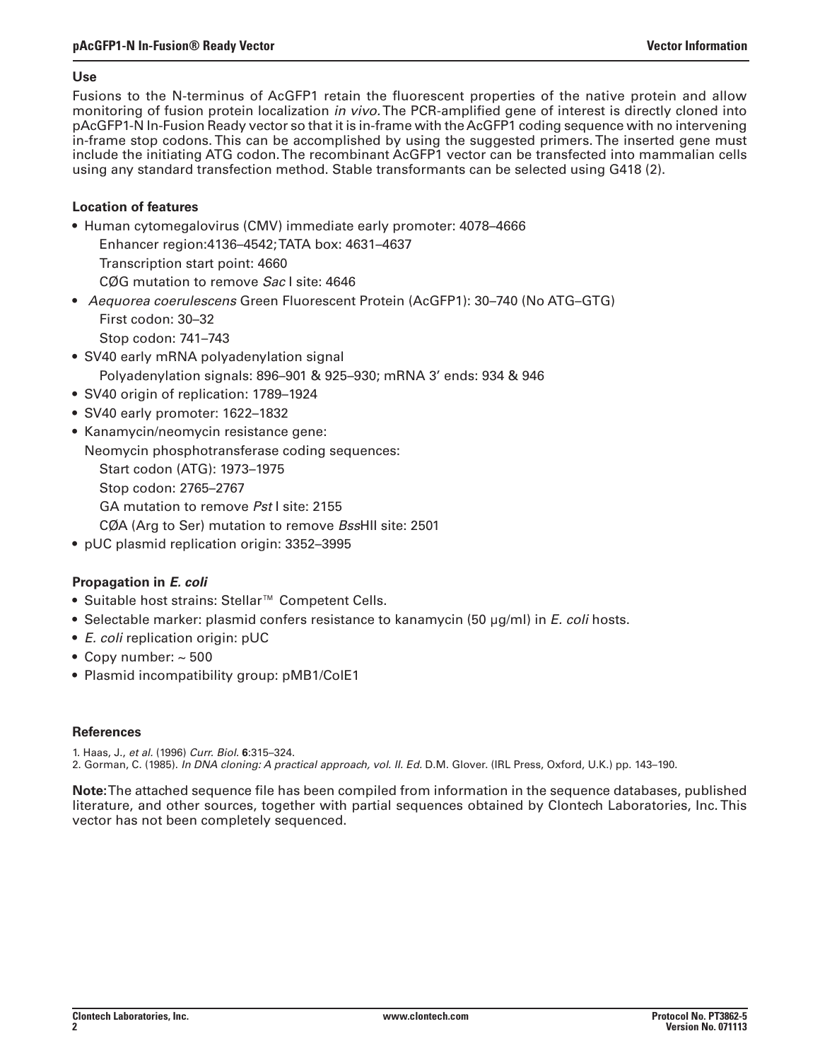### Use

Fusions to the N-terminus of AcGFP1 retain the fluorescent properties of the native protein and allow monitoring of fusion protein localization *in vivo.* The PCR-amplified gene of interest is directly cloned into pAcGFP1-N In-Fusion Ready vector so that it is in-frame with the AcGFP1 coding sequence with no intervening in-frame stop codons. This can be accomplished by using the suggested primers. The inserted gene must include the initiating ATG codon. The recombinant AcGFP1 vector can be transfected into mammalian cells using any standard transfection method. Stable transformants can be selected using G418 (2).

### Location of features

- Human cytomegalovirus (CMV) immediate early promoter: 4078–4666
  - Enhancer region:4136–4542; TATA box: 4631–4637
  - Transcription start point: 4660
  - CØG mutation to remove *Sac* I site: 4646
- *Aequorea coerulescens* Green Fluorescent Protein (AcGFP1): 30–740 (No ATG–GTG)
  - First codon: 30–32
  - Stop codon: 741–743
- SV40 early mRNA polyadenylation signal
  - Polyadenylation signals: 896–901 & 925–930; mRNA 3' ends: 934 & 946
- SV40 origin of replication: 1789–1924
- SV40 early promoter: 1622–1832
- Kanamycin/neomycin resistance gene:
  - Neomycin phosphotransferase coding sequences:
  - Start codon (ATG): 1973–1975
  - Stop codon: 2765–2767
  - GA mutation to remove *Pst* I site: 2155
  - CØA (Arg to Ser) mutation to remove *Bss*HII site: 2501
- pUC plasmid replication origin: 3352–3995

### Propagation in *E. coli*

- Suitable host strains: Stellar™ Competent Cells.
- Selectable marker: plasmid confers resistance to kanamycin (50 μg/ml) in *E. coli* hosts.
- *E. coli* replication origin: pUC
- Copy number: ~ 500
- Plasmid incompatibility group: pMB1/ColE1

### References

1. Haas, J., *et al.* (1996) *Curr. Biol.* **6**:315–324.
2. Gorman, C. (1985). *In DNA cloning: A practical approach, vol. II. Ed.* D.M. Glover. (IRL Press, Oxford, U.K.) pp. 143–190.

**Note:** The attached sequence file has been compiled from information in the sequence databases, published literature, and other sources, together with partial sequences obtained by Clontech Laboratories, Inc. This vector has not been completely sequenced.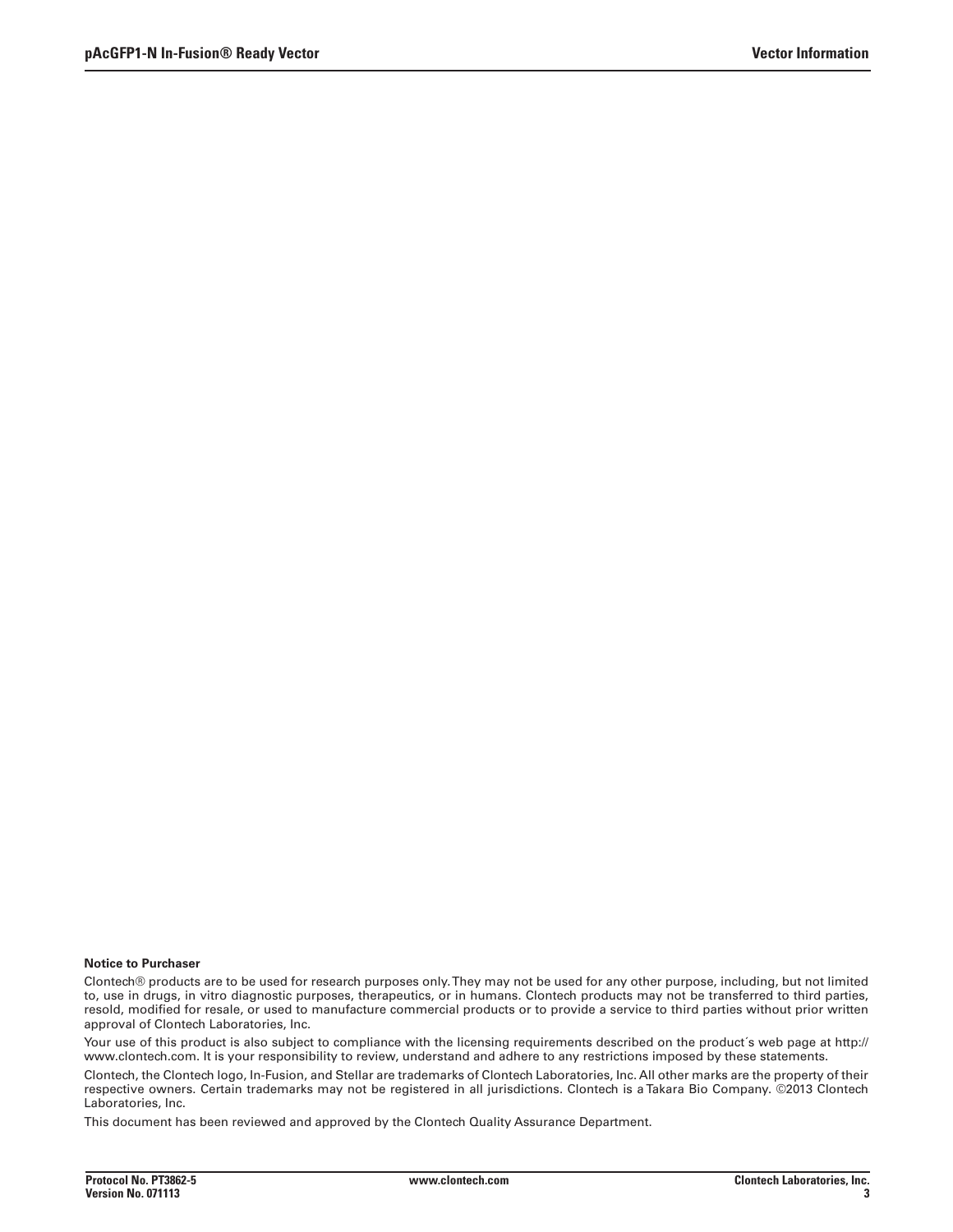**Notice to Purchaser**

Clontech® products are to be used for research purposes only. They may not be used for any other purpose, including, but not limited to, use in drugs, in vitro diagnostic purposes, therapeutics, or in humans. Clontech products may not be transferred to third parties, resold, modified for resale, or used to manufacture commercial products or to provide a service to third parties without prior written approval of Clontech Laboratories, Inc.

Your use of this product is also subject to compliance with the licensing requirements described on the product´s web page at http://www.clontech.com. It is your responsibility to review, understand and adhere to any restrictions imposed by these statements.

Clontech, the Clontech logo, In-Fusion, and Stellar are trademarks of Clontech Laboratories, Inc. All other marks are the property of their respective owners. Certain trademarks may not be registered in all jurisdictions. Clontech is a Takara Bio Company. ©2013 Clontech Laboratories, Inc.

This document has been reviewed and approved by the Clontech Quality Assurance Department.